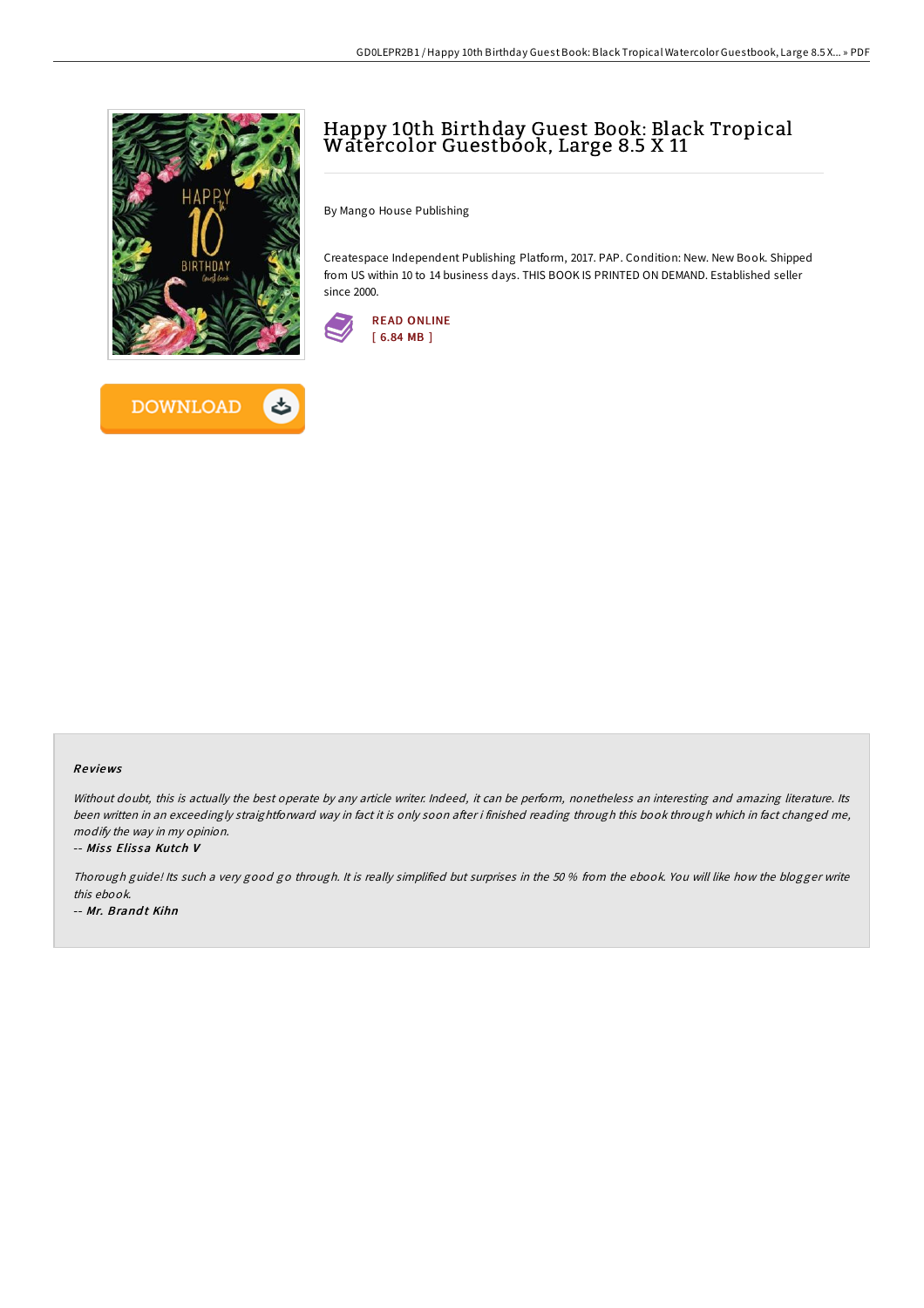# Happy 10th Birthday Guest Book: Black Tropical Watercolor Guestbook, Large 8.5 X 11

By Mango House Publishing

Createspace Independent Publishing Platform, 2017. PAP. Condition: New. New Book. Shipped from US within 10 to 14 business days. THIS BOOK IS PRINTED ON DEMAND. Established seller since 2000.

READ ONLINE
[ 6.84 MB ]

DOWNLOAD

## Reviews

*Without doubt, this is actually the best operate by any article writer. Indeed, it can be perform, nonetheless an interesting and amazing literature. Its been written in an exceedingly straightforward way in fact it is only soon after i finished reading through this book through which in fact changed me, modify the way in my opinion.*

-- *Miss Elissa Kutch V*

*Thorough guide! Its such a very good go through. It is really simplified but surprises in the 50 % from the ebook. You will like how the blogger write this ebook.*

-- *Mr. Brandt Kihn*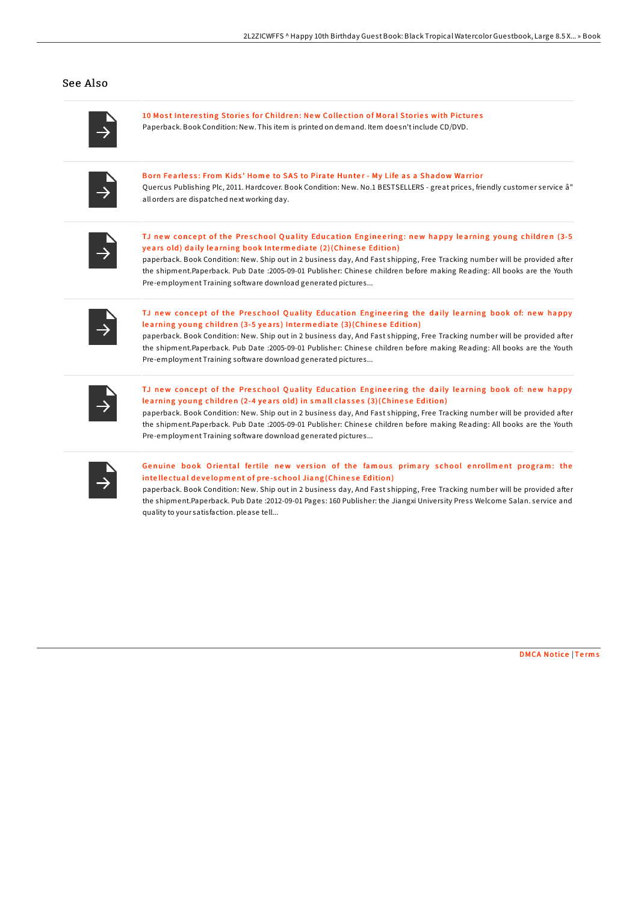## See Also

**10 Most Interesting Stories for Children: New Collection of Moral Stories with Pictures**
Paperback. Book Condition: New. This item is printed on demand. Item doesn't include CD/DVD.

**Born Fearless: From Kids' Home to SAS to Pirate Hunter - My Life as a Shadow Warrior**
Quercus Publishing Plc, 2011. Hardcover. Book Condition: New. No.1 BESTSELLERS - great prices, friendly customer service â" all orders are dispatched next working day.

**TJ new concept of the Preschool Quality Education Engineering: new happy learning young children (3-5 years old) daily learning book Intermediate (2)(Chinese Edition)**
paperback. Book Condition: New. Ship out in 2 business day, And Fast shipping, Free Tracking number will be provided after the shipment.Paperback. Pub Date :2005-09-01 Publisher: Chinese children before making Reading: All books are the Youth Pre-employment Training software download generated pictures...

**TJ new concept of the Preschool Quality Education Engineering the daily learning book of: new happy learning young children (3-5 years) Intermediate (3)(Chinese Edition)**
paperback. Book Condition: New. Ship out in 2 business day, And Fast shipping, Free Tracking number will be provided after the shipment.Paperback. Pub Date :2005-09-01 Publisher: Chinese children before making Reading: All books are the Youth Pre-employment Training software download generated pictures...

**TJ new concept of the Preschool Quality Education Engineering the daily learning book of: new happy learning young children (2-4 years old) in small classes (3)(Chinese Edition)**
paperback. Book Condition: New. Ship out in 2 business day, And Fast shipping, Free Tracking number will be provided after the shipment.Paperback. Pub Date :2005-09-01 Publisher: Chinese children before making Reading: All books are the Youth Pre-employment Training software download generated pictures...

**Genuine book Oriental fertile new version of the famous primary school enrollment program: the intellectual development of pre-school Jiang(Chinese Edition)**
paperback. Book Condition: New. Ship out in 2 business day, And Fast shipping, Free Tracking number will be provided after the shipment.Paperback. Pub Date :2012-09-01 Pages: 160 Publisher: the Jiangxi University Press Welcome Salan. service and quality to your satisfaction. please tell...

DMCA Notice | Terms